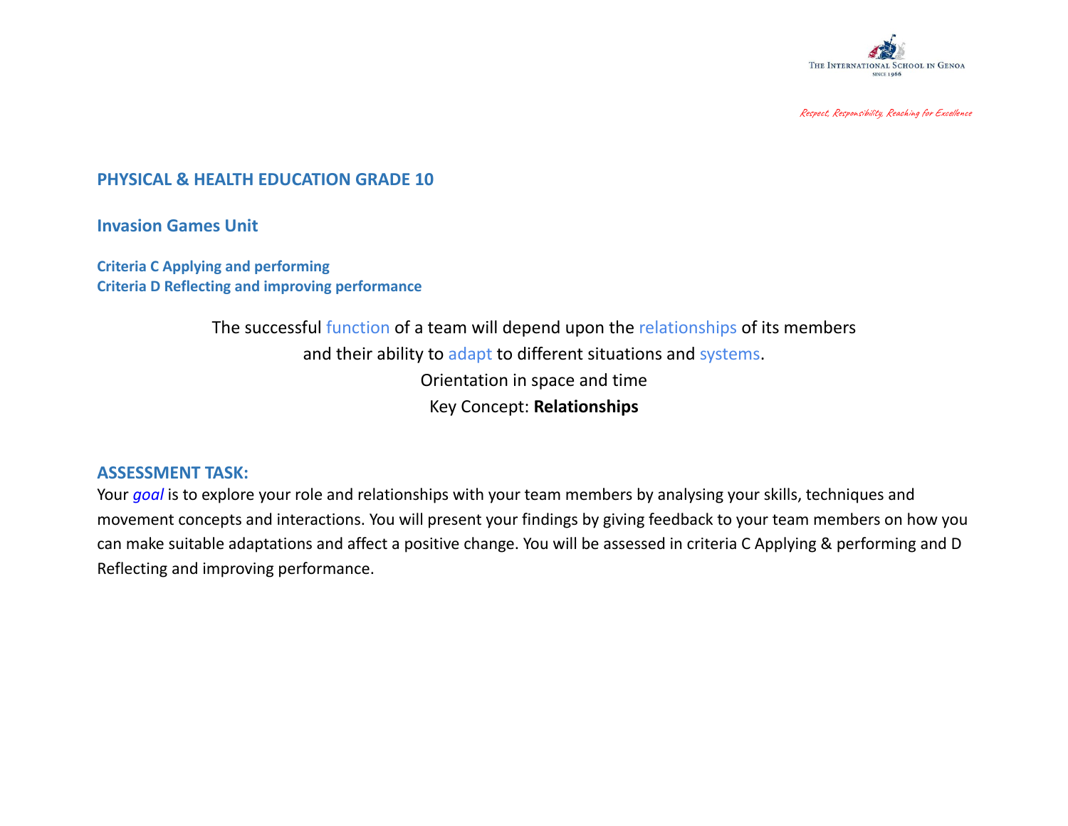THE INTERNATIONAL SCHOOL IN GENOA
SINCE 1966

*Respect, Responsibility, Reaching for Excellence*

## PHYSICAL & HEALTH EDUCATION GRADE 10

## Invasion Games Unit

**Criteria C Applying and performing**
**Criteria D Reflecting and improving performance**

The successful function of a team will depend upon the relationships of its members
and their ability to adapt to different situations and systems.
Orientation in space and time
Key Concept: **Relationships**

## ASSESSMENT TASK:

Your *goal* is to explore your role and relationships with your team members by analysing your skills, techniques and movement concepts and interactions. You will present your findings by giving feedback to your team members on how you can make suitable adaptations and affect a positive change. You will be assessed in criteria C Applying & performing and D Reflecting and improving performance.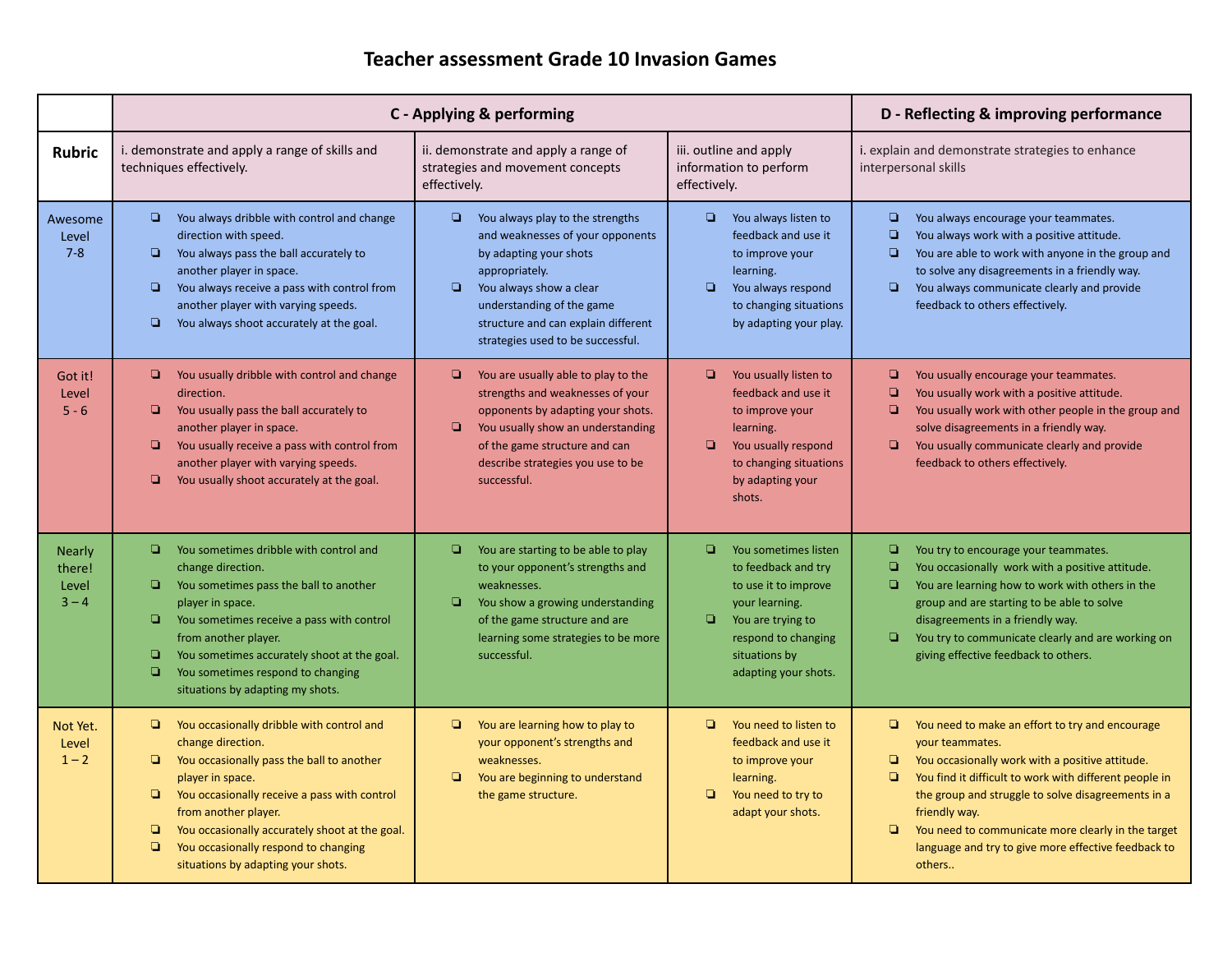# Teacher assessment Grade 10 Invasion Games

| | C - Applying & performing | | | D - Reflecting & improving performance |
|---|---|---|---|---|
| **Rubric** | i. demonstrate and apply a range of skills and techniques effectively. | ii. demonstrate and apply a range of strategies and movement concepts effectively. | iii. outline and apply information to perform effectively. | i. explain and demonstrate strategies to enhance interpersonal skills |
| Awesome Level 7-8 | ❑ You always dribble with control and change direction with speed.<br>❑ You always pass the ball accurately to another player in space.<br>❑ You always receive a pass with control from another player with varying speeds.<br>❑ You always shoot accurately at the goal. | ❑ You always play to the strengths and weaknesses of your opponents by adapting your shots appropriately.<br>❑ You always show a clear understanding of the game structure and can explain different strategies used to be successful. | ❑ You always listen to feedback and use it to improve your learning.<br>❑ You always respond to changing situations by adapting your play. | ❑ You always encourage your teammates.<br>❑ You always work with a positive attitude.<br>❑ You are able to work with anyone in the group and to solve any disagreements in a friendly way.<br>❑ You always communicate clearly and provide feedback to others effectively. |
| Got it! Level 5 - 6 | ❑ You usually dribble with control and change direction.<br>❑ You usually pass the ball accurately to another player in space.<br>❑ You usually receive a pass with control from another player with varying speeds.<br>❑ You usually shoot accurately at the goal. | ❑ You are usually able to play to the strengths and weaknesses of your opponents by adapting your shots.<br>❑ You usually show an understanding of the game structure and can describe strategies you use to be successful. | ❑ You usually listen to feedback and use it to improve your learning.<br>❑ You usually respond to changing situations by adapting your shots. | ❑ You usually encourage your teammates.<br>❑ You usually work with a positive attitude.<br>❑ You usually work with other people in the group and solve disagreements in a friendly way.<br>❑ You usually communicate clearly and provide feedback to others effectively. |
| Nearly there! Level 3 – 4 | ❑ You sometimes dribble with control and change direction.<br>❑ You sometimes pass the ball to another player in space.<br>❑ You sometimes receive a pass with control from another player.<br>❑ You sometimes accurately shoot at the goal.<br>❑ You sometimes respond to changing situations by adapting my shots. | ❑ You are starting to be able to play to your opponent's strengths and weaknesses.<br>❑ You show a growing understanding of the game structure and are learning some strategies to be more successful. | ❑ You sometimes listen to feedback and try to use it to improve your learning.<br>❑ You are trying to respond to changing situations by adapting your shots. | ❑ You try to encourage your teammates.<br>❑ You occasionally work with a positive attitude.<br>❑ You are learning how to work with others in the group and are starting to be able to solve disagreements in a friendly way.<br>❑ You try to communicate clearly and are working on giving effective feedback to others. |
| Not Yet. Level 1 – 2 | ❑ You occasionally dribble with control and change direction.<br>❑ You occasionally pass the ball to another player in space.<br>❑ You occasionally receive a pass with control from another player.<br>❑ You occasionally accurately shoot at the goal.<br>❑ You occasionally respond to changing situations by adapting your shots. | ❑ You are learning how to play to your opponent's strengths and weaknesses.<br>❑ You are beginning to understand the game structure. | ❑ You need to listen to feedback and use it to improve your learning.<br>❑ You need to try to adapt your shots. | ❑ You need to make an effort to try and encourage your teammates.<br>❑ You occasionally work with a positive attitude.<br>❑ You find it difficult to work with different people in the group and struggle to solve disagreements in a friendly way.<br>❑ You need to communicate more clearly in the target language and try to give more effective feedback to others.. |